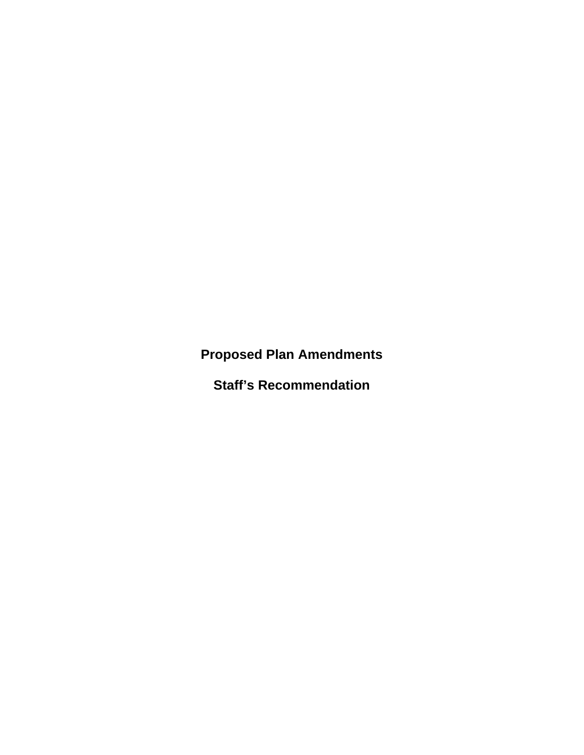# Proposed Plan Amendments

## Staff's Recommendation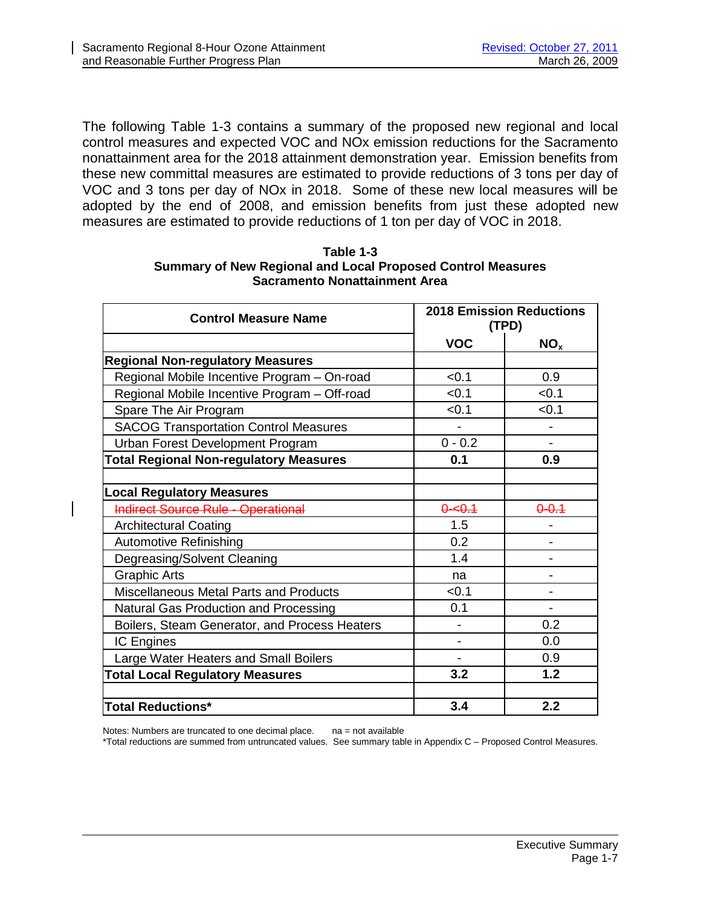The following Table 1-3 contains a summary of the proposed new regional and local control measures and expected VOC and NOx emission reductions for the Sacramento nonattainment area for the 2018 attainment demonstration year. Emission benefits from these new committal measures are estimated to provide reductions of 3 tons per day of VOC and 3 tons per day of NOx in 2018. Some of these new local measures will be adopted by the end of 2008, and emission benefits from just these adopted new measures are estimated to provide reductions of 1 ton per day of VOC in 2018.

**Table 1-3**
**Summary of New Regional and Local Proposed Control Measures**
**Sacramento Nonattainment Area**

| Control Measure Name | 2018 Emission Reductions (TPD) | |
|---|---|---|
| | VOC | $NO_x$ |
| **Regional Non-regulatory Measures** | | |
| Regional Mobile Incentive Program – On-road | <0.1 | 0.9 |
| Regional Mobile Incentive Program – Off-road | <0.1 | <0.1 |
| Spare The Air Program | <0.1 | <0.1 |
| SACOG Transportation Control Measures | - | - |
| Urban Forest Development Program | 0 - 0.2 | - |
| **Total Regional Non-regulatory Measures** | **0.1** | **0.9** |
| | | |
| **Local Regulatory Measures** | | |
| ~~Indirect Source Rule - Operational~~ | ~~0-<0.1~~ | ~~0-0.1~~ |
| Architectural Coating | 1.5 | - |
| Automotive Refinishing | 0.2 | - |
| Degreasing/Solvent Cleaning | 1.4 | - |
| Graphic Arts | na | - |
| Miscellaneous Metal Parts and Products | <0.1 | - |
| Natural Gas Production and Processing | 0.1 | - |
| Boilers, Steam Generator, and Process Heaters | - | 0.2 |
| IC Engines | - | 0.0 |
| Large Water Heaters and Small Boilers | - | 0.9 |
| **Total Local Regulatory Measures** | **3.2** | **1.2** |
| | | |
| **Total Reductions*** | **3.4** | **2.2** |

Notes: Numbers are truncated to one decimal place. na = not available
*Total reductions are summed from untruncated values. See summary table in Appendix C – Proposed Control Measures.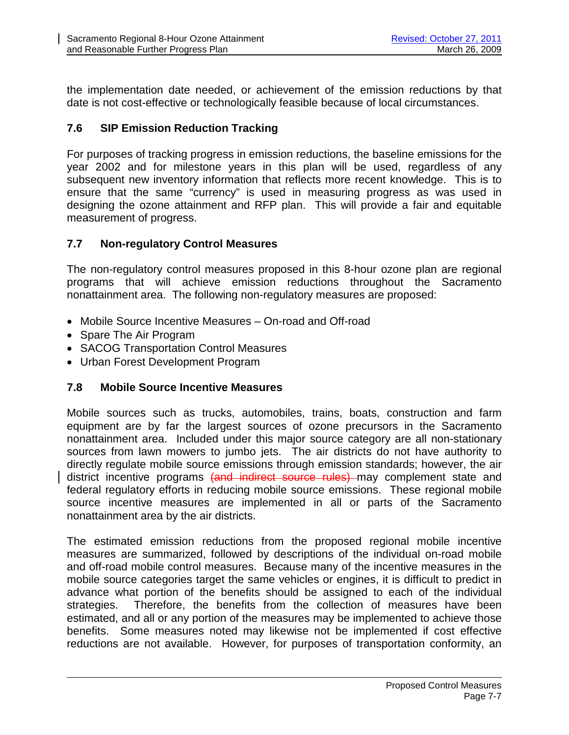the implementation date needed, or achievement of the emission reductions by that date is not cost-effective or technologically feasible because of local circumstances.

### 7.6 SIP Emission Reduction Tracking

For purposes of tracking progress in emission reductions, the baseline emissions for the year 2002 and for milestone years in this plan will be used, regardless of any subsequent new inventory information that reflects more recent knowledge. This is to ensure that the same "currency" is used in measuring progress as was used in designing the ozone attainment and RFP plan. This will provide a fair and equitable measurement of progress.

### 7.7 Non-regulatory Control Measures

The non-regulatory control measures proposed in this 8-hour ozone plan are regional programs that will achieve emission reductions throughout the Sacramento nonattainment area. The following non-regulatory measures are proposed:

- Mobile Source Incentive Measures – On-road and Off-road
- Spare The Air Program
- SACOG Transportation Control Measures
- Urban Forest Development Program

### 7.8 Mobile Source Incentive Measures

Mobile sources such as trucks, automobiles, trains, boats, construction and farm equipment are by far the largest sources of ozone precursors in the Sacramento nonattainment area. Included under this major source category are all non-stationary sources from lawn mowers to jumbo jets. The air districts do not have authority to directly regulate mobile source emissions through emission standards; however, the air district incentive programs ~~(and indirect source rules)~~ may complement state and federal regulatory efforts in reducing mobile source emissions. These regional mobile source incentive measures are implemented in all or parts of the Sacramento nonattainment area by the air districts.

The estimated emission reductions from the proposed regional mobile incentive measures are summarized, followed by descriptions of the individual on-road mobile and off-road mobile control measures. Because many of the incentive measures in the mobile source categories target the same vehicles or engines, it is difficult to predict in advance what portion of the benefits should be assigned to each of the individual strategies. Therefore, the benefits from the collection of measures have been estimated, and all or any portion of the measures may be implemented to achieve those benefits. Some measures noted may likewise not be implemented if cost effective reductions are not available. However, for purposes of transportation conformity, an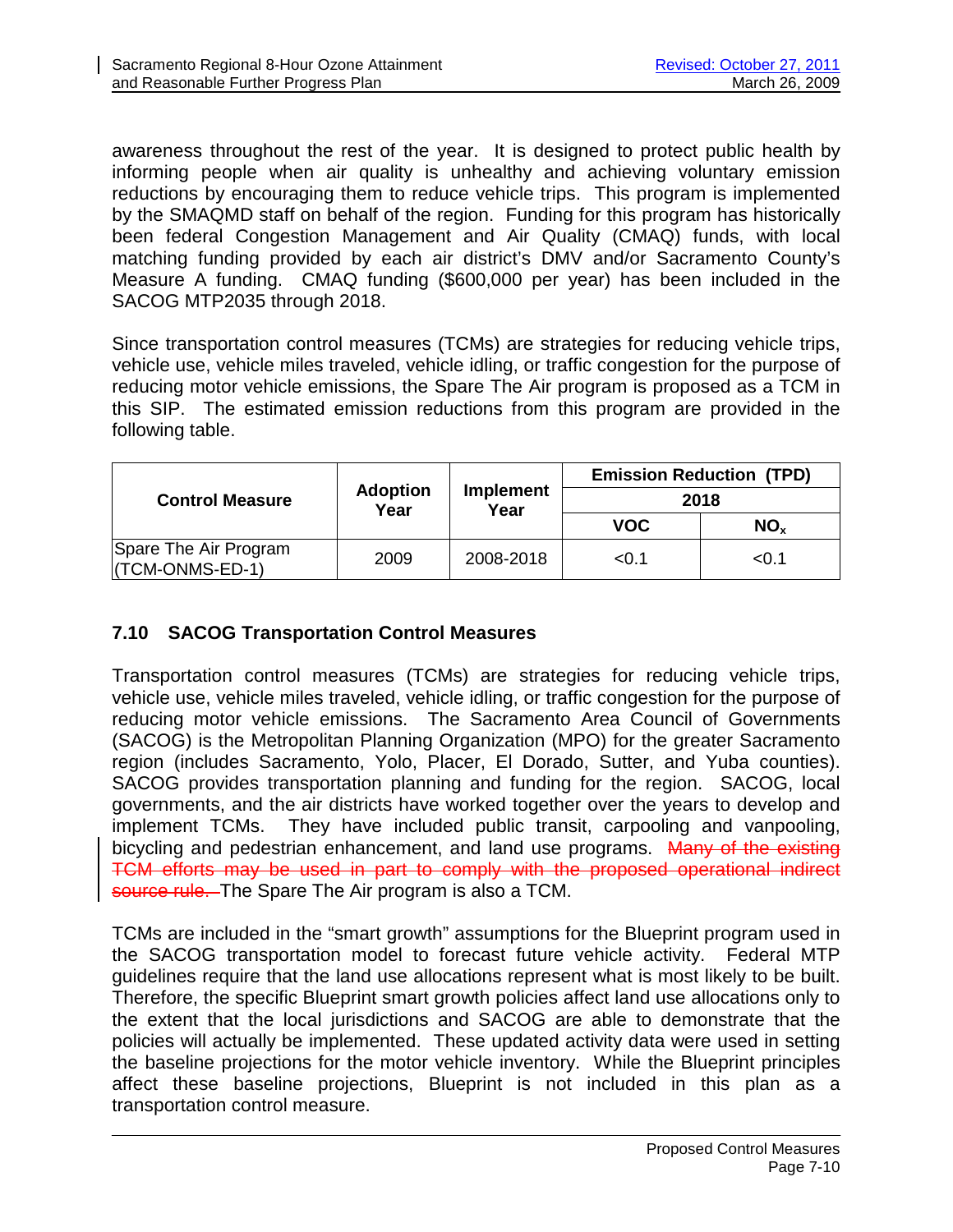awareness throughout the rest of the year. It is designed to protect public health by informing people when air quality is unhealthy and achieving voluntary emission reductions by encouraging them to reduce vehicle trips. This program is implemented by the SMAQMD staff on behalf of the region. Funding for this program has historically been federal Congestion Management and Air Quality (CMAQ) funds, with local matching funding provided by each air district's DMV and/or Sacramento County's Measure A funding. CMAQ funding ($600,000 per year) has been included in the SACOG MTP2035 through 2018.

Since transportation control measures (TCMs) are strategies for reducing vehicle trips, vehicle use, vehicle miles traveled, vehicle idling, or traffic congestion for the purpose of reducing motor vehicle emissions, the Spare The Air program is proposed as a TCM in this SIP. The estimated emission reductions from this program are provided in the following table.

| Control Measure | Adoption Year | Implement Year | Emission Reduction (TPD) | |
|---|---|---|---|---|
| | | | 2018 | |
| | | | VOC | $NO_x$ |
| Spare The Air Program (TCM-ONMS-ED-1) | 2009 | 2008-2018 | <0.1 | <0.1 |

## 7.10 SACOG Transportation Control Measures

Transportation control measures (TCMs) are strategies for reducing vehicle trips, vehicle use, vehicle miles traveled, vehicle idling, or traffic congestion for the purpose of reducing motor vehicle emissions. The Sacramento Area Council of Governments (SACOG) is the Metropolitan Planning Organization (MPO) for the greater Sacramento region (includes Sacramento, Yolo, Placer, El Dorado, Sutter, and Yuba counties). SACOG provides transportation planning and funding for the region. SACOG, local governments, and the air districts have worked together over the years to develop and implement TCMs. They have included public transit, carpooling and vanpooling, bicycling and pedestrian enhancement, and land use programs. ~~Many of the existing TCM efforts may be used in part to comply with the proposed operational indirect source rule.~~ The Spare The Air program is also a TCM.

TCMs are included in the "smart growth" assumptions for the Blueprint program used in the SACOG transportation model to forecast future vehicle activity. Federal MTP guidelines require that the land use allocations represent what is most likely to be built. Therefore, the specific Blueprint smart growth policies affect land use allocations only to the extent that the local jurisdictions and SACOG are able to demonstrate that the policies will actually be implemented. These updated activity data were used in setting the baseline projections for the motor vehicle inventory. While the Blueprint principles affect these baseline projections, Blueprint is not included in this plan as a transportation control measure.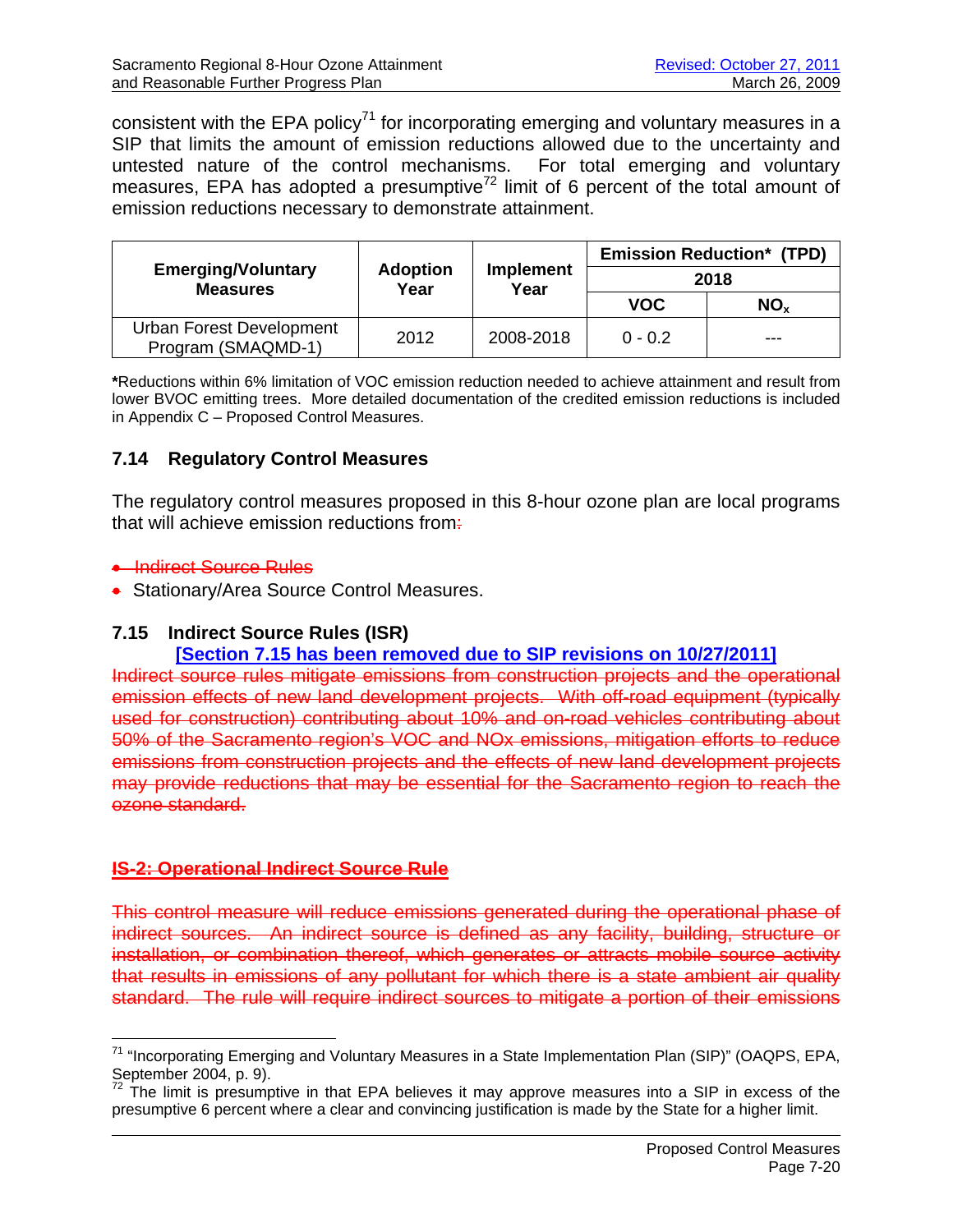consistent with the EPA policy[71] for incorporating emerging and voluntary measures in a SIP that limits the amount of emission reductions allowed due to the uncertainty and untested nature of the control mechanisms. For total emerging and voluntary measures, EPA has adopted a presumptive[72] limit of 6 percent of the total amount of emission reductions necessary to demonstrate attainment.

| Emerging/Voluntary Measures | Adoption Year | Implement Year | Emission Reduction* (TPD) 2018 | |
|---|---|---|---|---|
| | | | VOC | $NO_x$ |
| Urban Forest Development Program (SMAQMD-1) | 2012 | 2008-2018 | 0 - 0.2 | --- |

***Reductions within 6% limitation of VOC emission reduction needed to achieve attainment and result from lower BVOC emitting trees. More detailed documentation of the credited emission reductions is included in Appendix C – Proposed Control Measures.

## 7.14 Regulatory Control Measures

The regulatory control measures proposed in this 8-hour ozone plan are local programs that will achieve emission reductions from~~:~~

- ~~Indirect Source Rules~~
- Stationary/Area Source Control Measures.

## 7.15 Indirect Source Rules (ISR)

**[Section 7.15 has been removed due to SIP revisions on 10/27/2011]**

~~Indirect source rules mitigate emissions from construction projects and the operational emission effects of new land development projects. With off-road equipment (typically used for construction) contributing about 10% and on-road vehicles contributing about 50% of the Sacramento region's VOC and NOx emissions, mitigation efforts to reduce emissions from construction projects and the effects of new land development projects may provide reductions that may be essential for the Sacramento region to reach the ozone standard.~~

~~**IS-2: Operational Indirect Source Rule**~~

~~This control measure will reduce emissions generated during the operational phase of indirect sources. An indirect source is defined as any facility, building, structure or installation, or combination thereof, which generates or attracts mobile source activity that results in emissions of any pollutant for which there is a state ambient air quality standard. The rule will require indirect sources to mitigate a portion of their emissions~~

[71] "Incorporating Emerging and Voluntary Measures in a State Implementation Plan (SIP)" (OAQPS, EPA, September 2004, p. 9).

[72] The limit is presumptive in that EPA believes it may approve measures into a SIP in excess of the presumptive 6 percent where a clear and convincing justification is made by the State for a higher limit.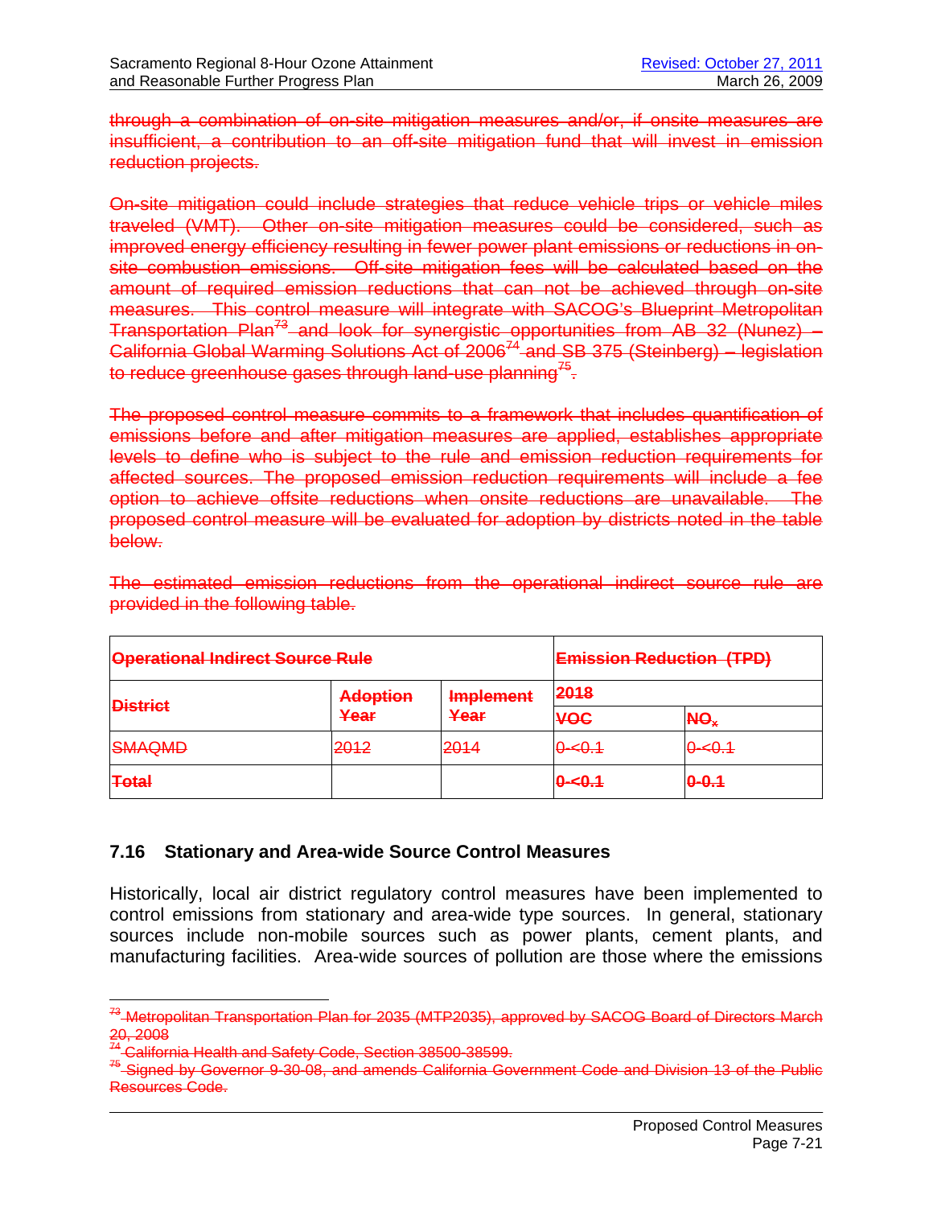~~through a combination of on-site mitigation measures and/or, if onsite measures are insufficient, a contribution to an off-site mitigation fund that will invest in emission reduction projects.~~

~~On-site mitigation could include strategies that reduce vehicle trips or vehicle miles traveled (VMT). Other on-site mitigation measures could be considered, such as improved energy efficiency resulting in fewer power plant emissions or reductions in on-site combustion emissions. Off-site mitigation fees will be calculated based on the amount of required emission reductions that can not be achieved through on-site measures. This control measure will integrate with SACOG's Blueprint Metropolitan Transportation Plan[73] and look for synergistic opportunities from AB 32 (Nunez) – California Global Warming Solutions Act of 2006[74] and SB 375 (Steinberg) – legislation to reduce greenhouse gases through land-use planning[75].~~

~~The proposed control measure commits to a framework that includes quantification of emissions before and after mitigation measures are applied, establishes appropriate levels to define who is subject to the rule and emission reduction requirements for affected sources. The proposed emission reduction requirements will include a fee option to achieve offsite reductions when onsite reductions are unavailable. The proposed control measure will be evaluated for adoption by districts noted in the table below.~~

~~The estimated emission reductions from the operational indirect source rule are provided in the following table.~~

| ~~**Operational Indirect Source Rule**~~ | | | ~~**Emission Reduction (TPD)**~~ | |
|---|---|---|---|---|
| ~~**District**~~ | ~~**Adoption Year**~~ | ~~**Implement Year**~~ | ~~**2018**~~ | |
| | | | ~~**VOC**~~ | ~~**$NO_x$**~~ |
| ~~SMAQMD~~ | ~~2012~~ | ~~2014~~ | ~~0-<0.1~~ | ~~0-<0.1~~ |
| ~~**Total**~~ | | | ~~**0-<0.1**~~ | ~~**0-0.1**~~ |

## 7.16 Stationary and Area-wide Source Control Measures

Historically, local air district regulatory control measures have been implemented to control emissions from stationary and area-wide type sources. In general, stationary sources include non-mobile sources such as power plants, cement plants, and manufacturing facilities. Area-wide sources of pollution are those where the emissions

---

~~[73] Metropolitan Transportation Plan for 2035 (MTP2035), approved by SACOG Board of Directors March 20, 2008~~

~~[74] California Health and Safety Code, Section 38500-38599.~~

~~[75] Signed by Governor 9-30-08, and amends California Government Code and Division 13 of the Public Resources Code.~~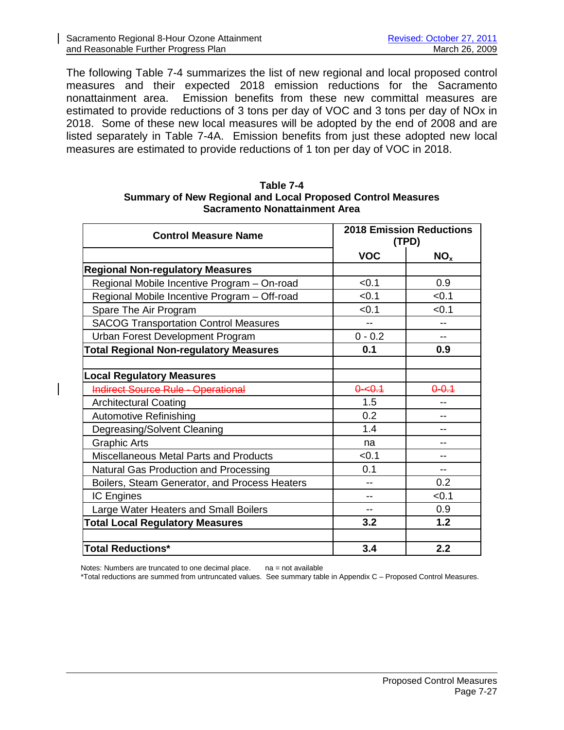The following Table 7-4 summarizes the list of new regional and local proposed control measures and their expected 2018 emission reductions for the Sacramento nonattainment area. Emission benefits from these new committal measures are estimated to provide reductions of 3 tons per day of VOC and 3 tons per day of NOx in 2018. Some of these new local measures will be adopted by the end of 2008 and are listed separately in Table 7-4A. Emission benefits from just these adopted new local measures are estimated to provide reductions of 1 ton per day of VOC in 2018.

**Table 7-4**
**Summary of New Regional and Local Proposed Control Measures**
**Sacramento Nonattainment Area**

| Control Measure Name | 2018 Emission Reductions (TPD) | |
|---|---|---|
| | **VOC** | **$NO_x$** |
| **Regional Non-regulatory Measures** | | |
| Regional Mobile Incentive Program – On-road | <0.1 | 0.9 |
| Regional Mobile Incentive Program – Off-road | <0.1 | <0.1 |
| Spare The Air Program | <0.1 | <0.1 |
| SACOG Transportation Control Measures | -- | -- |
| Urban Forest Development Program | 0 - 0.2 | -- |
| **Total Regional Non-regulatory Measures** | **0.1** | **0.9** |
| | | |
| **Local Regulatory Measures** | | |
| ~~Indirect Source Rule - Operational~~ | ~~0-<0.1~~ | ~~0-0.1~~ |
| Architectural Coating | 1.5 | -- |
| Automotive Refinishing | 0.2 | -- |
| Degreasing/Solvent Cleaning | 1.4 | -- |
| Graphic Arts | na | -- |
| Miscellaneous Metal Parts and Products | <0.1 | -- |
| Natural Gas Production and Processing | 0.1 | -- |
| Boilers, Steam Generator, and Process Heaters | -- | 0.2 |
| IC Engines | -- | <0.1 |
| Large Water Heaters and Small Boilers | -- | 0.9 |
| **Total Local Regulatory Measures** | **3.2** | **1.2** |
| | | |
| **Total Reductions*** | **3.4** | **2.2** |

Notes: Numbers are truncated to one decimal place. na = not available
*Total reductions are summed from untruncated values. See summary table in Appendix C – Proposed Control Measures.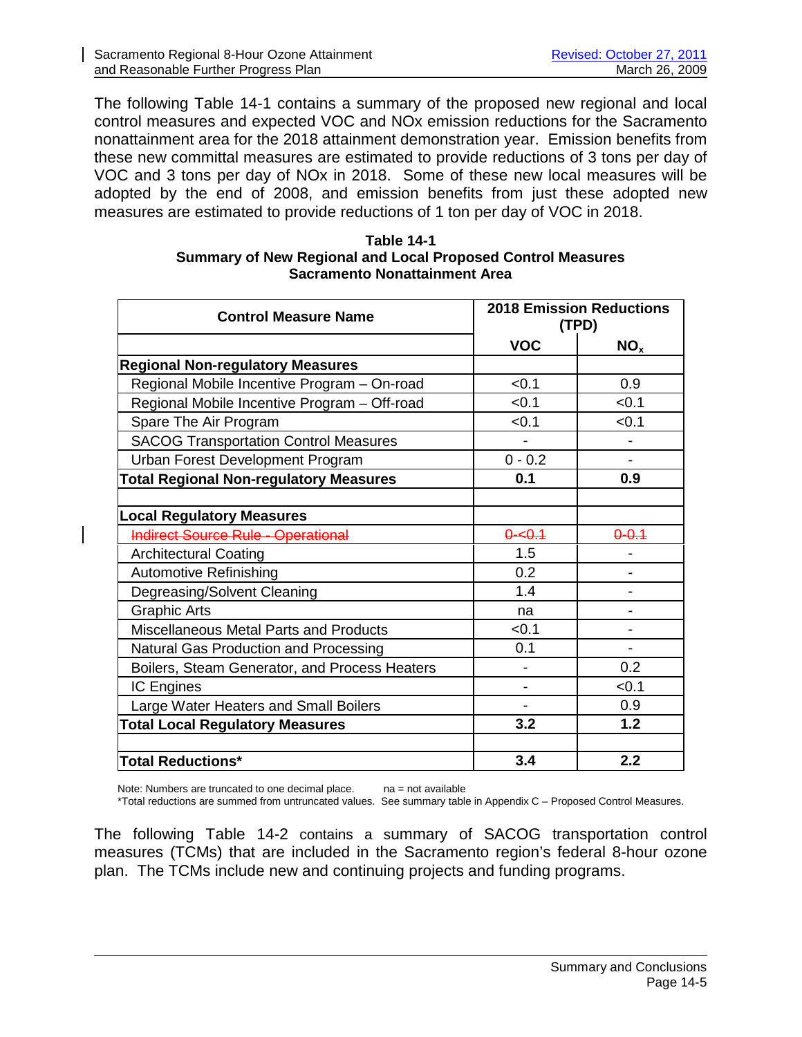The following Table 14-1 contains a summary of the proposed new regional and local control measures and expected VOC and NOx emission reductions for the Sacramento nonattainment area for the 2018 attainment demonstration year. Emission benefits from these new committal measures are estimated to provide reductions of 3 tons per day of VOC and 3 tons per day of NOx in 2018. Some of these new local measures will be adopted by the end of 2008, and emission benefits from just these adopted new measures are estimated to provide reductions of 1 ton per day of VOC in 2018.

**Table 14-1**
**Summary of New Regional and Local Proposed Control Measures**
**Sacramento Nonattainment Area**

| Control Measure Name | 2018 Emission Reductions (TPD) | |
|---|---|---|
| | VOC | $NO_x$ |
| **Regional Non-regulatory Measures** | | |
| Regional Mobile Incentive Program – On-road | <0.1 | 0.9 |
| Regional Mobile Incentive Program – Off-road | <0.1 | <0.1 |
| Spare The Air Program | <0.1 | <0.1 |
| SACOG Transportation Control Measures | - | - |
| Urban Forest Development Program | 0 - 0.2 | - |
| **Total Regional Non-regulatory Measures** | **0.1** | **0.9** |
| | | |
| **Local Regulatory Measures** | | |
| ~~Indirect Source Rule - Operational~~ | ~~0-<0.1~~ | ~~0-0.1~~ |
| Architectural Coating | 1.5 | - |
| Automotive Refinishing | 0.2 | - |
| Degreasing/Solvent Cleaning | 1.4 | - |
| Graphic Arts | na | - |
| Miscellaneous Metal Parts and Products | <0.1 | - |
| Natural Gas Production and Processing | 0.1 | - |
| Boilers, Steam Generator, and Process Heaters | - | 0.2 |
| IC Engines | - | <0.1 |
| Large Water Heaters and Small Boilers | - | 0.9 |
| **Total Local Regulatory Measures** | **3.2** | **1.2** |
| | | |
| **Total Reductions*** | **3.4** | **2.2** |

Note: Numbers are truncated to one decimal place. na = not available
*Total reductions are summed from untruncated values. See summary table in Appendix C – Proposed Control Measures.

The following Table 14-2 contains a summary of SACOG transportation control measures (TCMs) that are included in the Sacramento region's federal 8-hour ozone plan. The TCMs include new and continuing projects and funding programs.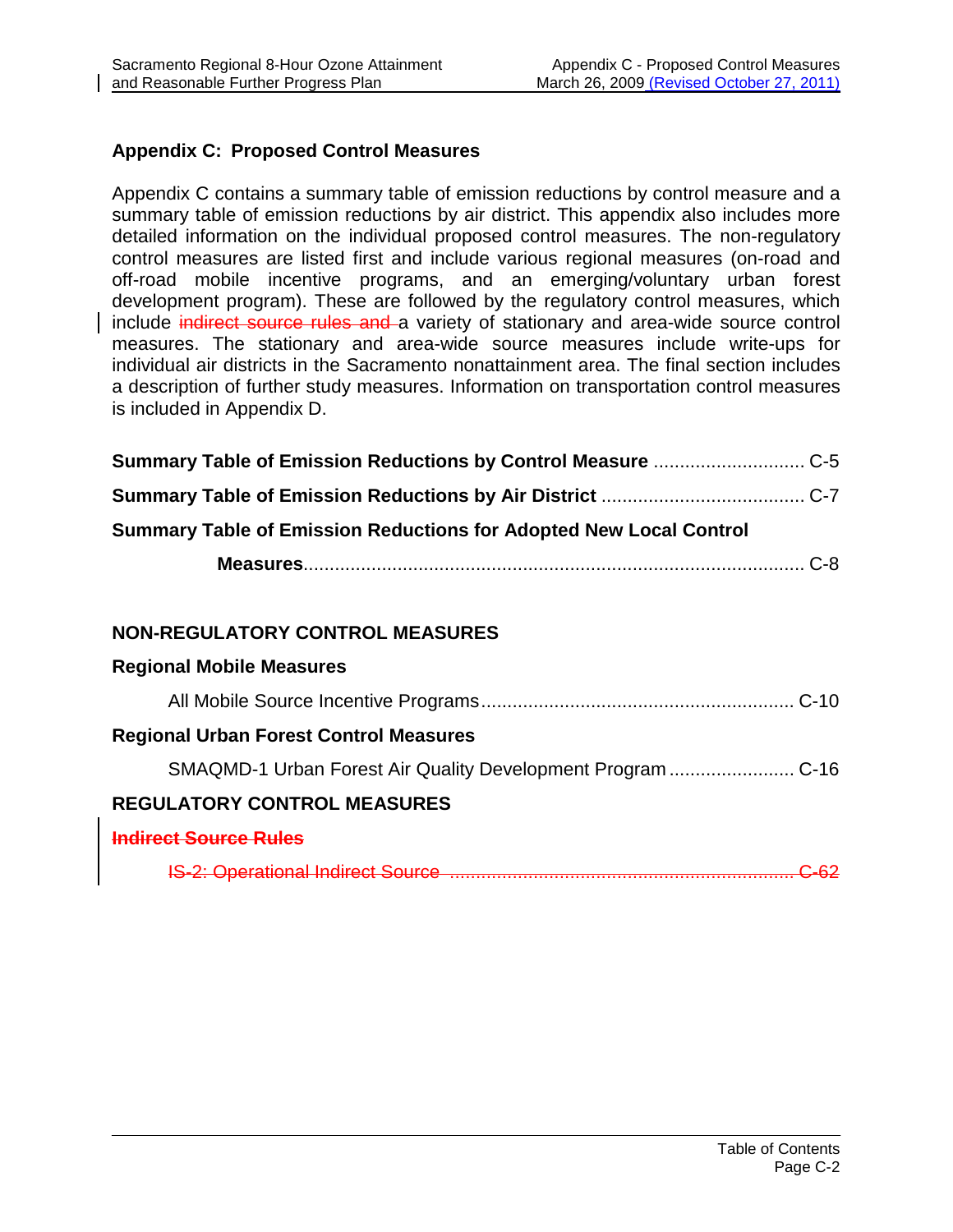## Appendix C: Proposed Control Measures

Appendix C contains a summary table of emission reductions by control measure and a summary table of emission reductions by air district. This appendix also includes more detailed information on the individual proposed control measures. The non-regulatory control measures are listed first and include various regional measures (on-road and off-road mobile incentive programs, and an emerging/voluntary urban forest development program). These are followed by the regulatory control measures, which include ~~indirect source rules and~~ a variety of stationary and area-wide source control measures. The stationary and area-wide source measures include write-ups for individual air districts in the Sacramento nonattainment area. The final section includes a description of further study measures. Information on transportation control measures is included in Appendix D.

**Summary Table of Emission Reductions by Control Measure** ............................ C-5

**Summary Table of Emission Reductions by Air District** ...................................... C-7

**Summary Table of Emission Reductions for Adopted New Local Control Measures**.............................................................................................. C-8

### NON-REGULATORY CONTROL MEASURES

**Regional Mobile Measures**

All Mobile Source Incentive Programs........................................................... C-10

**Regional Urban Forest Control Measures**

SMAQMD-1 Urban Forest Air Quality Development Program ........................ C-16

### REGULATORY CONTROL MEASURES

~~**Indirect Source Rules**~~

~~IS-2: Operational Indirect Source .................................................................. C-62~~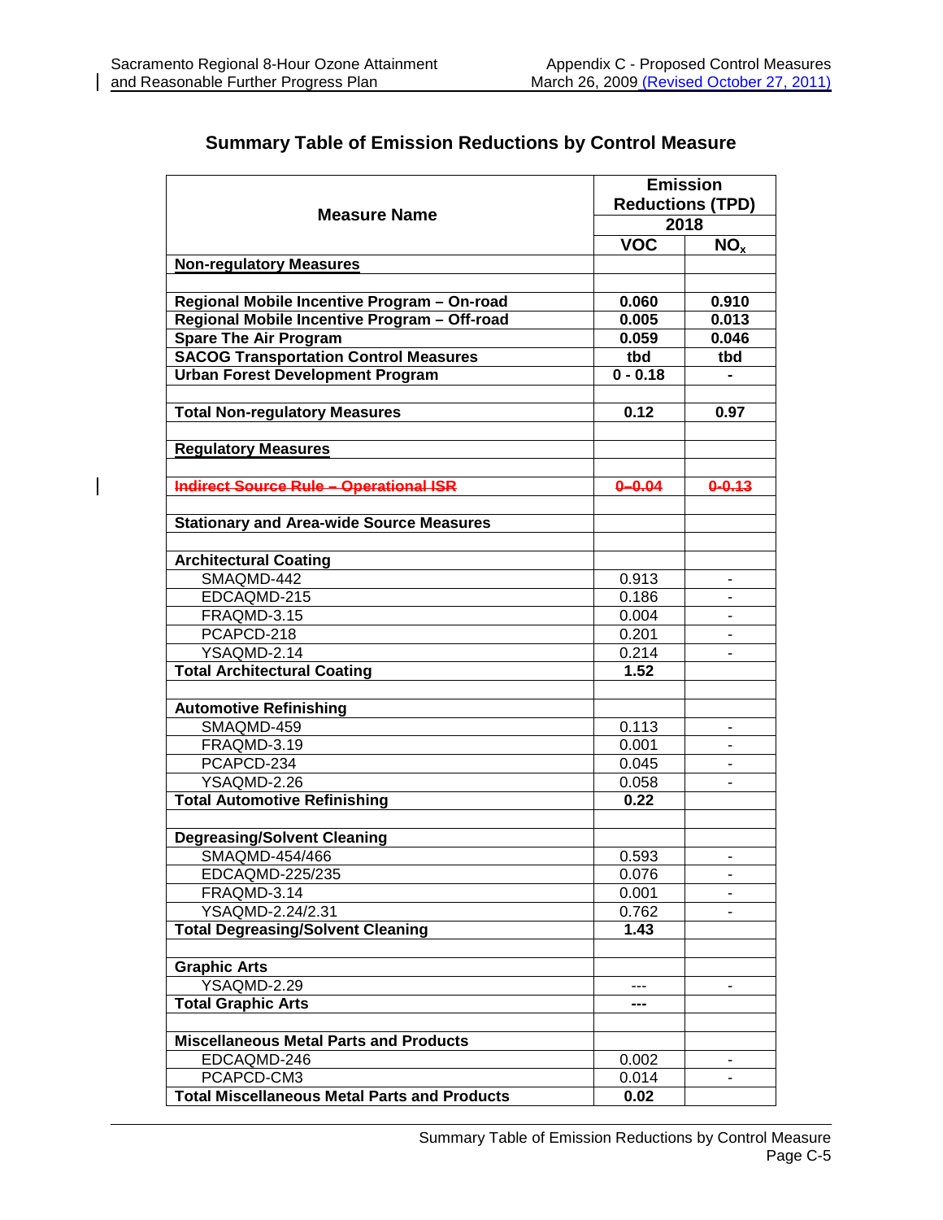## Summary Table of Emission Reductions by Control Measure

| Measure Name | Emission Reductions (TPD) 2018 | |
|---|---|---|
| | VOC | $NO_x$ |
| **Non-regulatory Measures** | | |
| | | |
| **Regional Mobile Incentive Program – On-road** | **0.060** | **0.910** |
| **Regional Mobile Incentive Program – Off-road** | **0.005** | **0.013** |
| **Spare The Air Program** | **0.059** | **0.046** |
| **SACOG Transportation Control Measures** | **tbd** | **tbd** |
| **Urban Forest Development Program** | **0 - 0.18** | **-** |
| | | |
| **Total Non-regulatory Measures** | **0.12** | **0.97** |
| | | |
| **Regulatory Measures** | | |
| | | |
| ~~**Indirect Source Rule – Operational ISR**~~ | ~~**0–0.04**~~ | ~~**0-0.13**~~ |
| | | |
| **Stationary and Area-wide Source Measures** | | |
| | | |
| **Architectural Coating** | | |
| SMAQMD-442 | 0.913 | - |
| EDCAQMD-215 | 0.186 | - |
| FRAQMD-3.15 | 0.004 | - |
| PCAPCD-218 | 0.201 | - |
| YSAQMD-2.14 | 0.214 | - |
| **Total Architectural Coating** | **1.52** | |
| | | |
| **Automotive Refinishing** | | |
| SMAQMD-459 | 0.113 | - |
| FRAQMD-3.19 | 0.001 | - |
| PCAPCD-234 | 0.045 | - |
| YSAQMD-2.26 | 0.058 | - |
| **Total Automotive Refinishing** | **0.22** | |
| | | |
| **Degreasing/Solvent Cleaning** | | |
| SMAQMD-454/466 | 0.593 | - |
| EDCAQMD-225/235 | 0.076 | - |
| FRAQMD-3.14 | 0.001 | - |
| YSAQMD-2.24/2.31 | 0.762 | - |
| **Total Degreasing/Solvent Cleaning** | **1.43** | |
| | | |
| **Graphic Arts** | | |
| YSAQMD-2.29 | --- | - |
| **Total Graphic Arts** | **---** | |
| | | |
| **Miscellaneous Metal Parts and Products** | | |
| EDCAQMD-246 | 0.002 | - |
| PCAPCD-CM3 | 0.014 | - |
| **Total Miscellaneous Metal Parts and Products** | **0.02** | |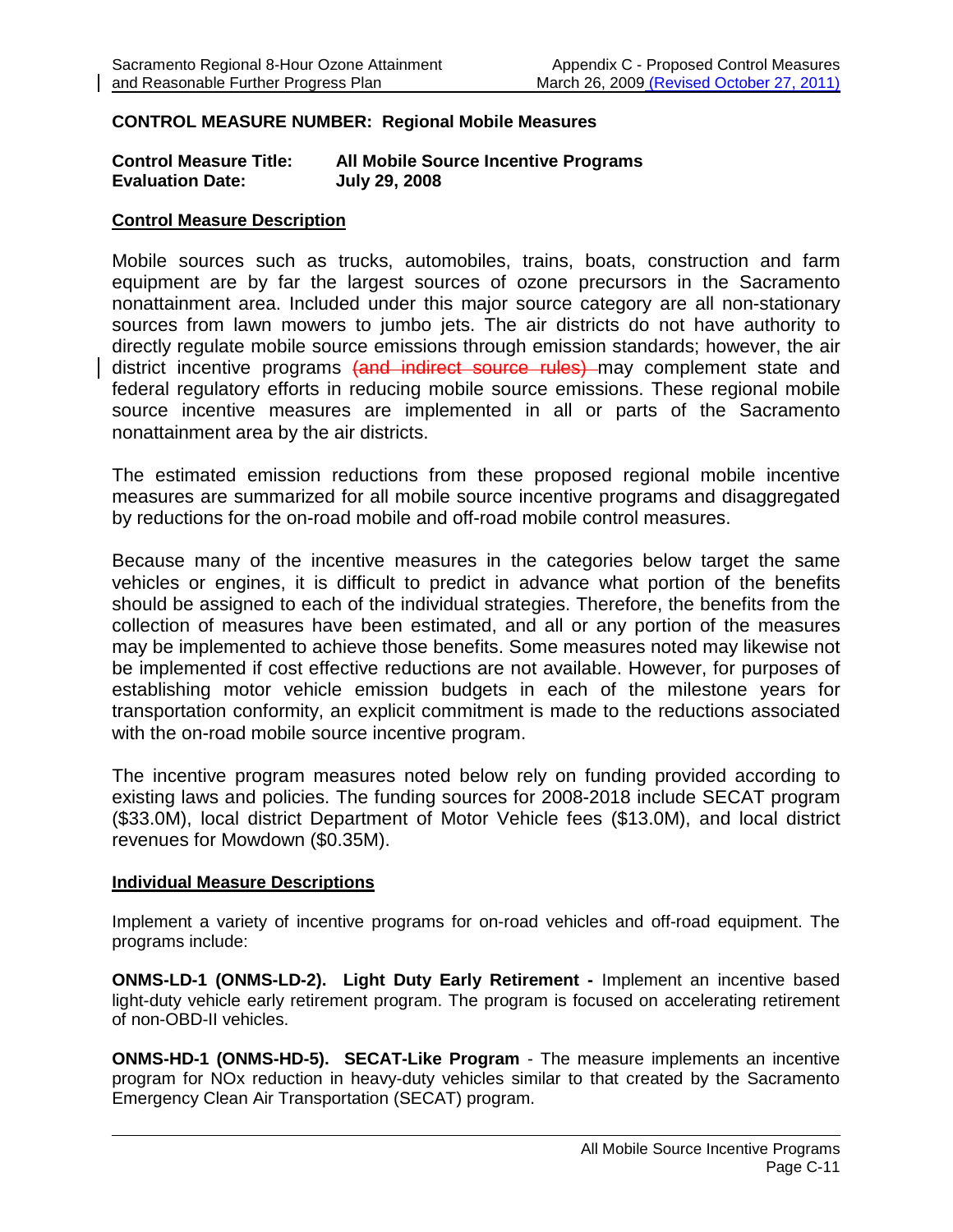**CONTROL MEASURE NUMBER: Regional Mobile Measures**

| | |
|---|---|
| **Control Measure Title:** | **All Mobile Source Incentive Programs** |
| **Evaluation Date:** | **July 29, 2008** |

**Control Measure Description**

Mobile sources such as trucks, automobiles, trains, boats, construction and farm equipment are by far the largest sources of ozone precursors in the Sacramento nonattainment area. Included under this major source category are all non-stationary sources from lawn mowers to jumbo jets. The air districts do not have authority to directly regulate mobile source emissions through emission standards; however, the air district incentive programs ~~(and indirect source rules)~~ may complement state and federal regulatory efforts in reducing mobile source emissions. These regional mobile source incentive measures are implemented in all or parts of the Sacramento nonattainment area by the air districts.

The estimated emission reductions from these proposed regional mobile incentive measures are summarized for all mobile source incentive programs and disaggregated by reductions for the on-road mobile and off-road mobile control measures.

Because many of the incentive measures in the categories below target the same vehicles or engines, it is difficult to predict in advance what portion of the benefits should be assigned to each of the individual strategies. Therefore, the benefits from the collection of measures have been estimated, and all or any portion of the measures may be implemented to achieve those benefits. Some measures noted may likewise not be implemented if cost effective reductions are not available. However, for purposes of establishing motor vehicle emission budgets in each of the milestone years for transportation conformity, an explicit commitment is made to the reductions associated with the on-road mobile source incentive program.

The incentive program measures noted below rely on funding provided according to existing laws and policies. The funding sources for 2008-2018 include SECAT program ($33.0M), local district Department of Motor Vehicle fees ($13.0M), and local district revenues for Mowdown ($0.35M).

**Individual Measure Descriptions**

Implement a variety of incentive programs for on-road vehicles and off-road equipment. The programs include:

**ONMS-LD-1 (ONMS-LD-2). Light Duty Early Retirement -** Implement an incentive based light-duty vehicle early retirement program. The program is focused on accelerating retirement of non-OBD-II vehicles.

**ONMS-HD-1 (ONMS-HD-5). SECAT-Like Program** - The measure implements an incentive program for NOx reduction in heavy-duty vehicles similar to that created by the Sacramento Emergency Clean Air Transportation (SECAT) program.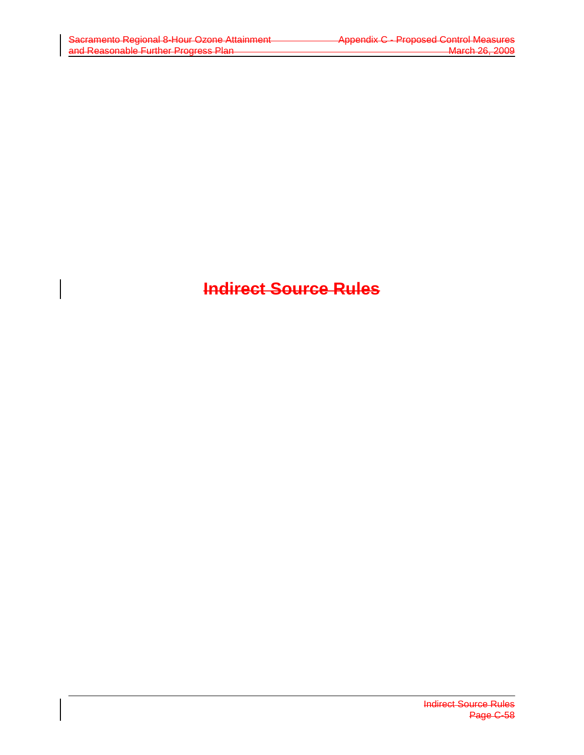# ~~Indirect Source Rules~~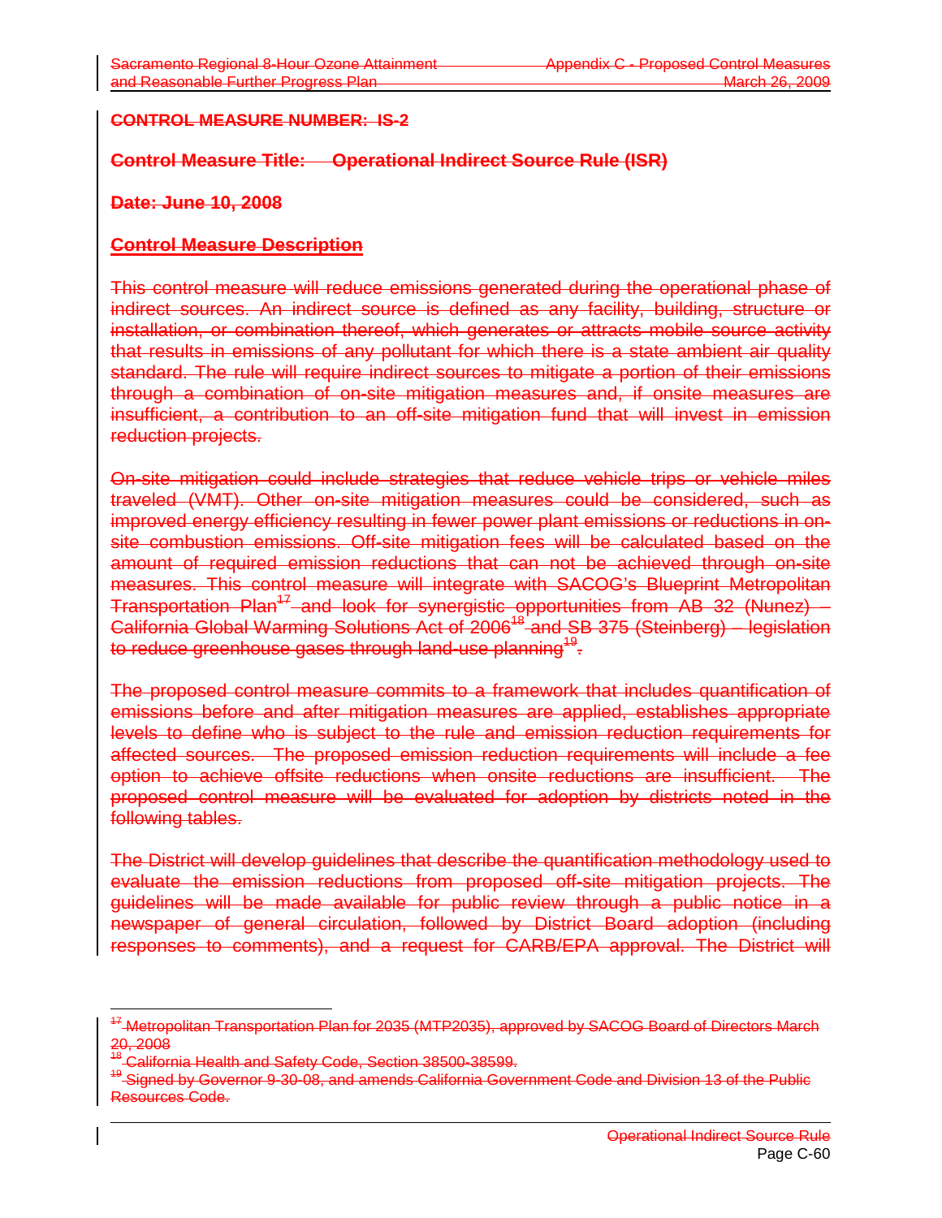**CONTROL MEASURE NUMBER: IS-2**

**Control Measure Title: Operational Indirect Source Rule (ISR)**

**Date: June 10, 2008**

**Control Measure Description**

This control measure will reduce emissions generated during the operational phase of indirect sources. An indirect source is defined as any facility, building, structure or installation, or combination thereof, which generates or attracts mobile source activity that results in emissions of any pollutant for which there is a state ambient air quality standard. The rule will require indirect sources to mitigate a portion of their emissions through a combination of on-site mitigation measures and, if onsite measures are insufficient, a contribution to an off-site mitigation fund that will invest in emission reduction projects.

On-site mitigation could include strategies that reduce vehicle trips or vehicle miles traveled (VMT). Other on-site mitigation measures could be considered, such as improved energy efficiency resulting in fewer power plant emissions or reductions in on-site combustion emissions. Off-site mitigation fees will be calculated based on the amount of required emission reductions that can not be achieved through on-site measures. This control measure will integrate with SACOG's Blueprint Metropolitan Transportation Plan[17] and look for synergistic opportunities from AB 32 (Nunez) – California Global Warming Solutions Act of 2006[18] and SB 375 (Steinberg) – legislation to reduce greenhouse gases through land-use planning[19].

The proposed control measure commits to a framework that includes quantification of emissions before and after mitigation measures are applied, establishes appropriate levels to define who is subject to the rule and emission reduction requirements for affected sources. The proposed emission reduction requirements will include a fee option to achieve offsite reductions when onsite reductions are insufficient. The proposed control measure will be evaluated for adoption by districts noted in the following tables.

The District will develop guidelines that describe the quantification methodology used to evaluate the emission reductions from proposed off-site mitigation projects. The guidelines will be made available for public review through a public notice in a newspaper of general circulation, followed by District Board adoption (including responses to comments), and a request for CARB/EPA approval. The District will

---

[17] Metropolitan Transportation Plan for 2035 (MTP2035), approved by SACOG Board of Directors March 20, 2008

[18] California Health and Safety Code, Section 38500-38599.

[19] Signed by Governor 9-30-08, and amends California Government Code and Division 13 of the Public Resources Code.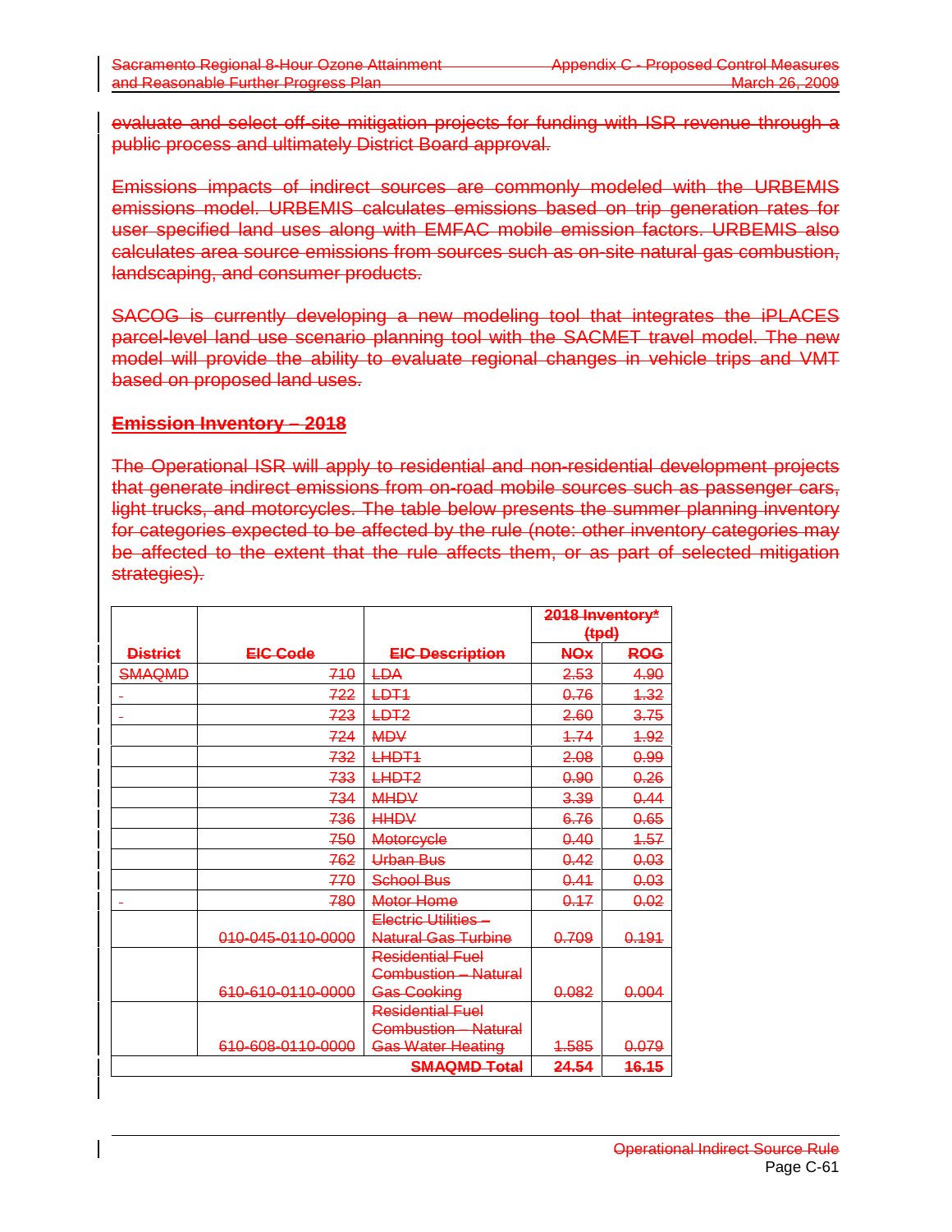evaluate and select off-site mitigation projects for funding with ISR revenue through a public process and ultimately District Board approval.

Emissions impacts of indirect sources are commonly modeled with the URBEMIS emissions model. URBEMIS calculates emissions based on trip generation rates for user specified land uses along with EMFAC mobile emission factors. URBEMIS also calculates area source emissions from sources such as on-site natural gas combustion, landscaping, and consumer products.

SACOG is currently developing a new modeling tool that integrates the iPLACES parcel-level land use scenario planning tool with the SACMET travel model. The new model will provide the ability to evaluate regional changes in vehicle trips and VMT based on proposed land uses.

## Emission Inventory – 2018

The Operational ISR will apply to residential and non-residential development projects that generate indirect emissions from on-road mobile sources such as passenger cars, light trucks, and motorcycles. The table below presents the summer planning inventory for categories expected to be affected by the rule (note: other inventory categories may be affected to the extent that the rule affects them, or as part of selected mitigation strategies).

| District | EIC Code | EIC Description | 2018 Inventory* (tpd) | |
|---|---|---|---|---|
| | | | NOx | ROG |
| SMAQMD | 710 | LDA | 2.53 | 4.90 |
| | 722 | LDT1 | 0.76 | 1.32 |
| | 723 | LDT2 | 2.60 | 3.75 |
| | 724 | MDV | 1.74 | 1.92 |
| | 732 | LHDT1 | 2.08 | 0.99 |
| | 733 | LHDT2 | 0.90 | 0.26 |
| | 734 | MHDV | 3.39 | 0.44 |
| | 736 | HHDV | 6.76 | 0.65 |
| | 750 | Motorcycle | 0.40 | 1.57 |
| | 762 | Urban Bus | 0.42 | 0.03 |
| | 770 | School Bus | 0.41 | 0.03 |
| | 780 | Motor Home | 0.17 | 0.02 |
| | 010-045-0110-0000 | Electric Utilities – Natural Gas Turbine | 0.709 | 0.191 |
| | 610-610-0110-0000 | Residential Fuel Combustion – Natural Gas Cooking | 0.082 | 0.004 |
| | 610-608-0110-0000 | Residential Fuel Combustion – Natural Gas Water Heating | 1.585 | 0.079 |
| | | SMAQMD Total | 24.54 | 16.15 |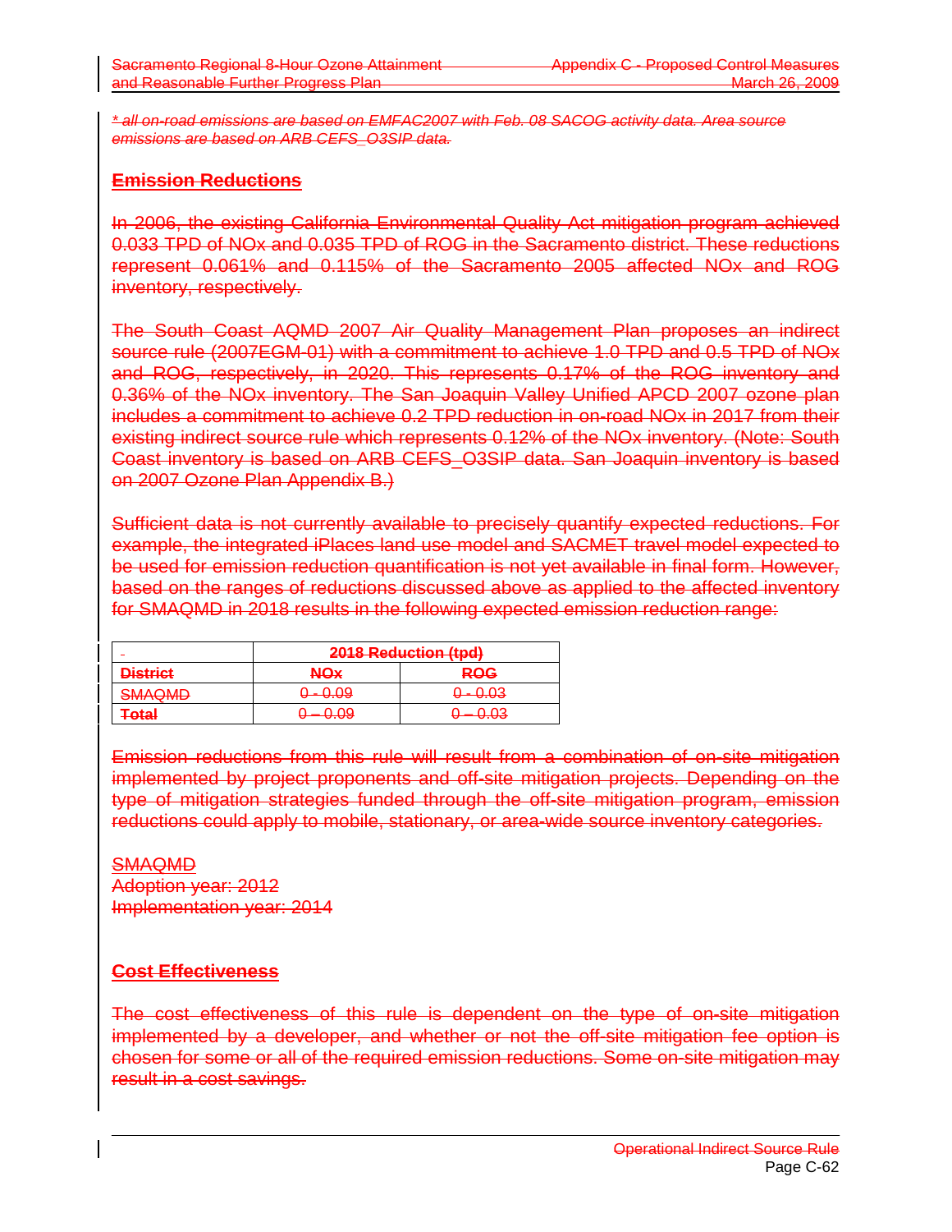*\* all on-road emissions are based on EMFAC2007 with Feb. 08 SACOG activity data. Area source emissions are based on ARB CEFS_O3SIP data.*

## Emission Reductions

In 2006, the existing California Environmental Quality Act mitigation program achieved 0.033 TPD of NOx and 0.035 TPD of ROG in the Sacramento district. These reductions represent 0.061% and 0.115% of the Sacramento 2005 affected NOx and ROG inventory, respectively.

The South Coast AQMD 2007 Air Quality Management Plan proposes an indirect source rule (2007EGM-01) with a commitment to achieve 1.0 TPD and 0.5 TPD of NOx and ROG, respectively, in 2020. This represents 0.17% of the ROG inventory and 0.36% of the NOx inventory. The San Joaquin Valley Unified APCD 2007 ozone plan includes a commitment to achieve 0.2 TPD reduction in on-road NOx in 2017 from their existing indirect source rule which represents 0.12% of the NOx inventory. (Note: South Coast inventory is based on ARB CEFS_O3SIP data. San Joaquin inventory is based on 2007 Ozone Plan Appendix B.)

Sufficient data is not currently available to precisely quantify expected reductions. For example, the integrated iPlaces land use model and SACMET travel model expected to be used for emission reduction quantification is not yet available in final form. However, based on the ranges of reductions discussed above as applied to the affected inventory for SMAQMD in 2018 results in the following expected emission reduction range:

| - | 2018 Reduction (tpd) | |
|---|---|---|
| **District** | **NOx** | **ROG** |
| SMAQMD | 0 - 0.09 | 0 - 0.03 |
| **Total** | 0 – 0.09 | 0 – 0.03 |

Emission reductions from this rule will result from a combination of on-site mitigation implemented by project proponents and off-site mitigation projects. Depending on the type of mitigation strategies funded through the off-site mitigation program, emission reductions could apply to mobile, stationary, or area-wide source inventory categories.

SMAQMD
Adoption year: 2012
Implementation year: 2014

## Cost Effectiveness

The cost effectiveness of this rule is dependent on the type of on-site mitigation implemented by a developer, and whether or not the off-site mitigation fee option is chosen for some or all of the required emission reductions. Some on-site mitigation may result in a cost savings.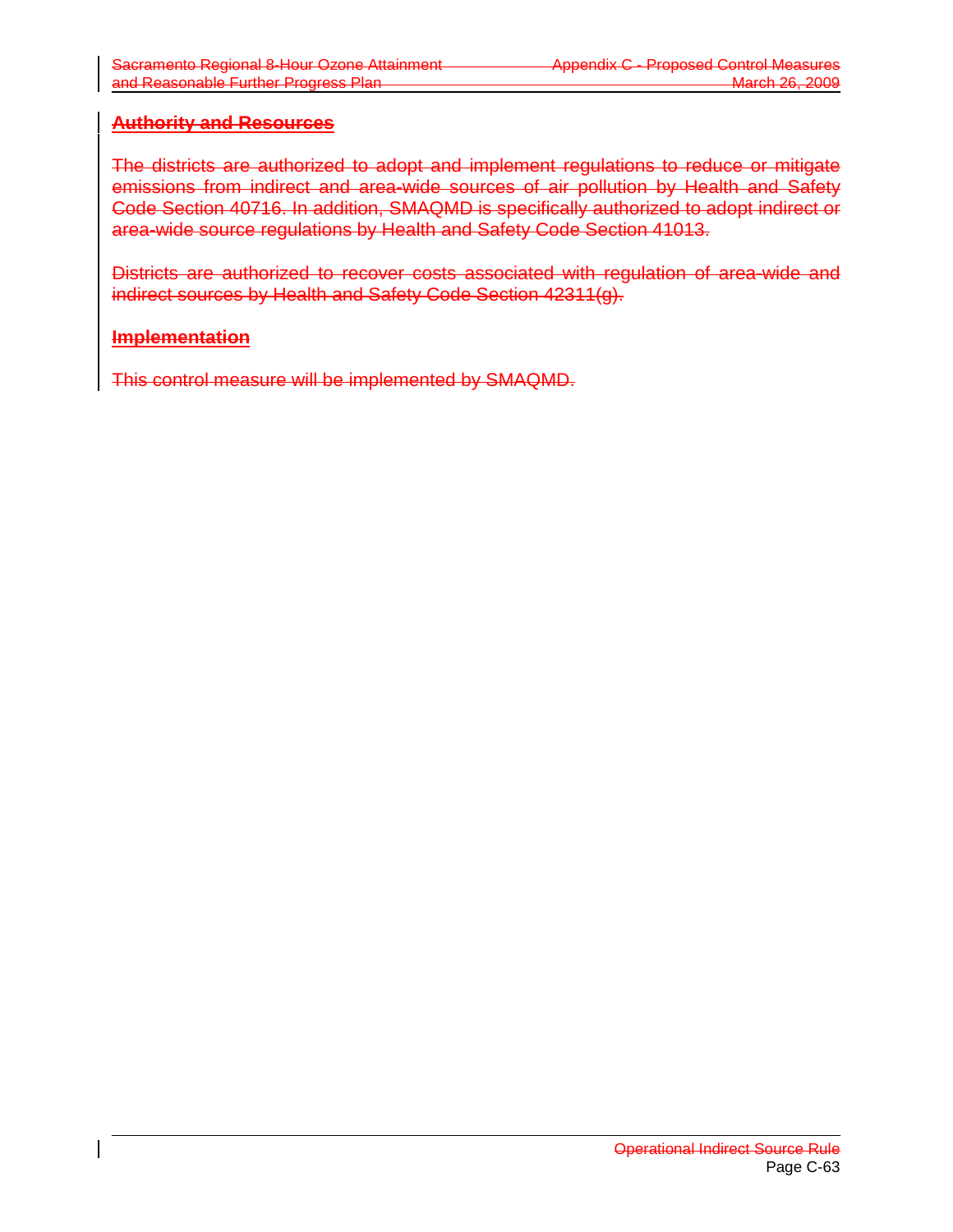**Authority and Resources**

The districts are authorized to adopt and implement regulations to reduce or mitigate emissions from indirect and area-wide sources of air pollution by Health and Safety Code Section 40716. In addition, SMAQMD is specifically authorized to adopt indirect or area-wide source regulations by Health and Safety Code Section 41013.

Districts are authorized to recover costs associated with regulation of area-wide and indirect sources by Health and Safety Code Section 42311(g).

**Implementation**

This control measure will be implemented by SMAQMD.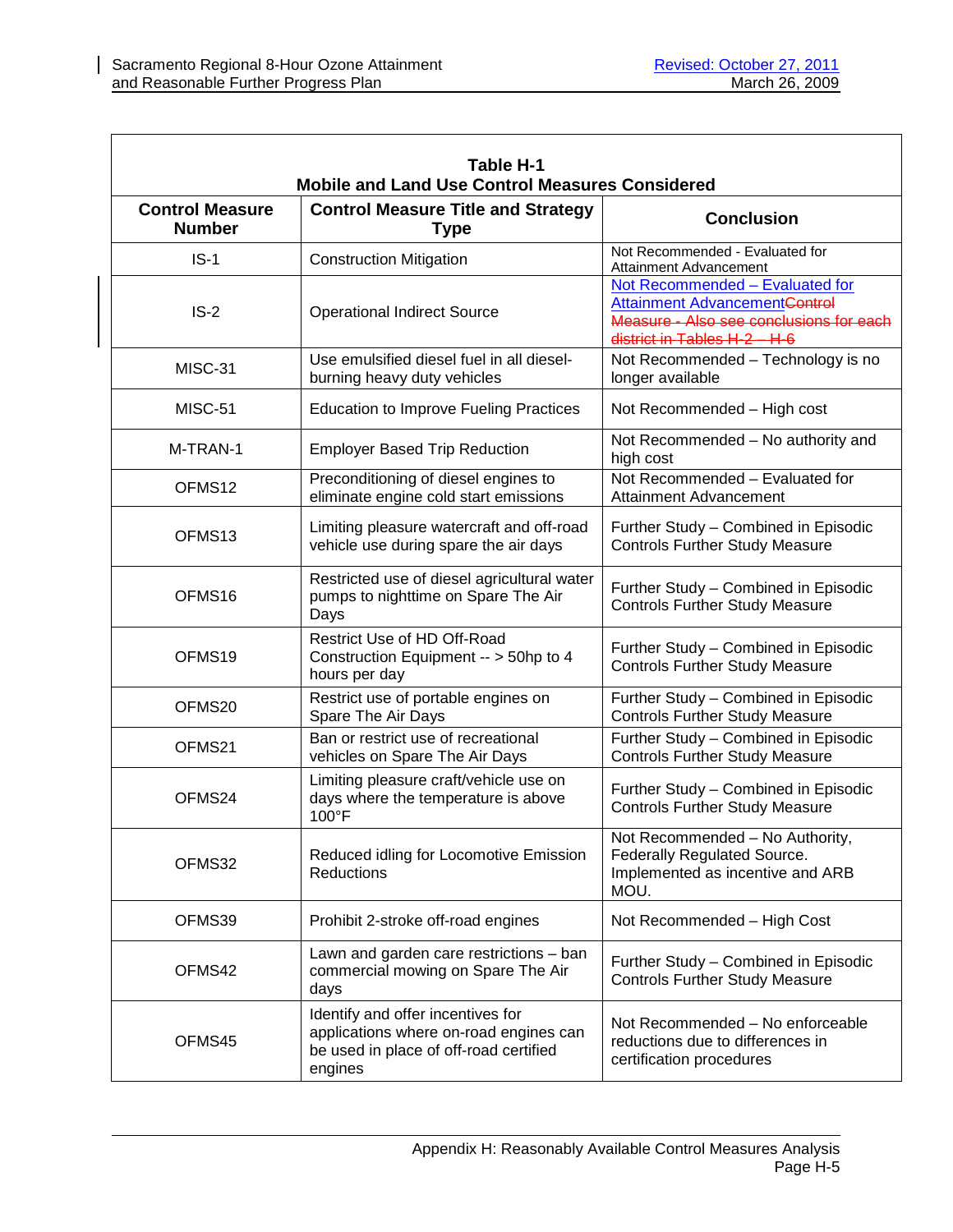**Table H-1**
**Mobile and Land Use Control Measures Considered**

| Control Measure Number | Control Measure Title and Strategy Type | Conclusion |
|---|---|---|
| IS-1 | Construction Mitigation | Not Recommended - Evaluated for Attainment Advancement |
| IS-2 | Operational Indirect Source | Not Recommended – Evaluated for Attainment Advancement~~Control Measure - Also see conclusions for each district in Tables H-2 – H-6~~ |
| MISC-31 | Use emulsified diesel fuel in all diesel-burning heavy duty vehicles | Not Recommended – Technology is no longer available |
| MISC-51 | Education to Improve Fueling Practices | Not Recommended – High cost |
| M-TRAN-1 | Employer Based Trip Reduction | Not Recommended – No authority and high cost |
| OFMS12 | Preconditioning of diesel engines to eliminate engine cold start emissions | Not Recommended – Evaluated for Attainment Advancement |
| OFMS13 | Limiting pleasure watercraft and off-road vehicle use during spare the air days | Further Study – Combined in Episodic Controls Further Study Measure |
| OFMS16 | Restricted use of diesel agricultural water pumps to nighttime on Spare The Air Days | Further Study – Combined in Episodic Controls Further Study Measure |
| OFMS19 | Restrict Use of HD Off-Road Construction Equipment -- > 50hp to 4 hours per day | Further Study – Combined in Episodic Controls Further Study Measure |
| OFMS20 | Restrict use of portable engines on Spare The Air Days | Further Study – Combined in Episodic Controls Further Study Measure |
| OFMS21 | Ban or restrict use of recreational vehicles on Spare The Air Days | Further Study – Combined in Episodic Controls Further Study Measure |
| OFMS24 | Limiting pleasure craft/vehicle use on days where the temperature is above 100°F | Further Study – Combined in Episodic Controls Further Study Measure |
| OFMS32 | Reduced idling for Locomotive Emission Reductions | Not Recommended – No Authority, Federally Regulated Source. Implemented as incentive and ARB MOU. |
| OFMS39 | Prohibit 2-stroke off-road engines | Not Recommended – High Cost |
| OFMS42 | Lawn and garden care restrictions – ban commercial mowing on Spare The Air days | Further Study – Combined in Episodic Controls Further Study Measure |
| OFMS45 | Identify and offer incentives for applications where on-road engines can be used in place of off-road certified engines | Not Recommended – No enforceable reductions due to differences in certification procedures |